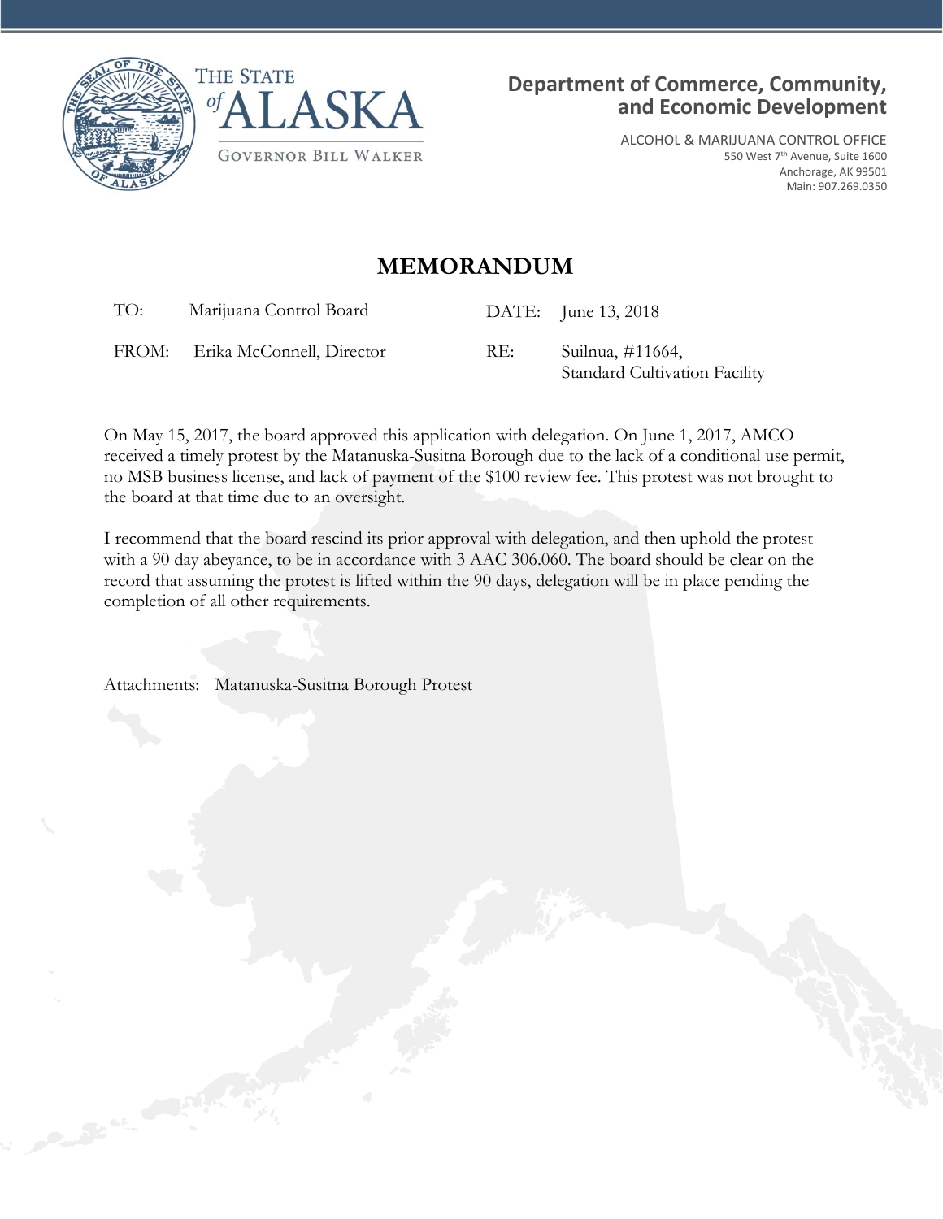THE STATE of ALASKA

GOVERNOR BILL WALKER

**Department of Commerce, Community, and Economic Development**

ALCOHOL & MARIJUANA CONTROL OFFICE
550 West 7th Avenue, Suite 1600
Anchorage, AK 99501
Main: 907.269.0350

# MEMORANDUM

| | | | |
|---|---|---|---|
| TO: | Marijuana Control Board | DATE: | June 13, 2018 |
| FROM: | Erika McConnell, Director | RE: | Suilnua, #11664, Standard Cultivation Facility |

On May 15, 2017, the board approved this application with delegation. On June 1, 2017, AMCO received a timely protest by the Matanuska-Susitna Borough due to the lack of a conditional use permit, no MSB business license, and lack of payment of the $100 review fee. This protest was not brought to the board at that time due to an oversight.

I recommend that the board rescind its prior approval with delegation, and then uphold the protest with a 90 day abeyance, to be in accordance with 3 AAC 306.060. The board should be clear on the record that assuming the protest is lifted within the 90 days, delegation will be in place pending the completion of all other requirements.

Attachments: Matanuska-Susitna Borough Protest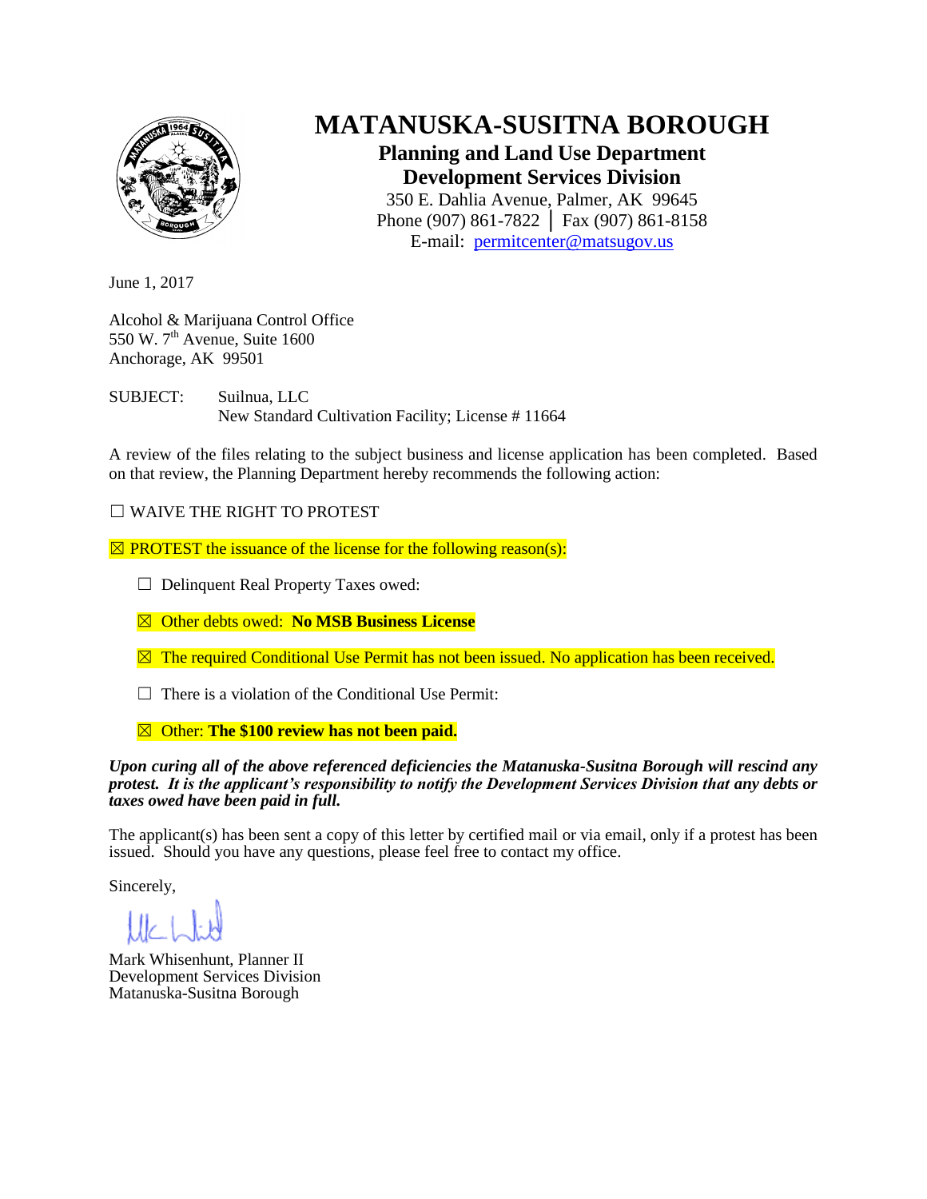# MATANUSKA-SUSITNA BOROUGH

## Planning and Land Use Department

## Development Services Division

350 E. Dahlia Avenue, Palmer, AK 99645
Phone (907) 861-7822 │ Fax (907) 861-8158
E-mail: permitcenter@matsugov.us

June 1, 2017

Alcohol & Marijuana Control Office
550 W. 7th Avenue, Suite 1600
Anchorage, AK 99501

SUBJECT: Suilnua, LLC
New Standard Cultivation Facility; License # 11664

A review of the files relating to the subject business and license application has been completed. Based on that review, the Planning Department hereby recommends the following action:

☐ WAIVE THE RIGHT TO PROTEST

☒ PROTEST the issuance of the license for the following reason(s):

- ☐ Delinquent Real Property Taxes owed:
- ☒ Other debts owed: **No MSB Business License**
- ☒ The required Conditional Use Permit has not been issued. No application has been received.
- ☐ There is a violation of the Conditional Use Permit:
- ☒ Other: **The $100 review has not been paid.**

***Upon curing all of the above referenced deficiencies the Matanuska-Susitna Borough will rescind any protest. It is the applicant's responsibility to notify the Development Services Division that any debts or taxes owed have been paid in full.***

The applicant(s) has been sent a copy of this letter by certified mail or via email, only if a protest has been issued. Should you have any questions, please feel free to contact my office.

Sincerely,

Mark Whisenhunt, Planner II
Development Services Division
Matanuska-Susitna Borough